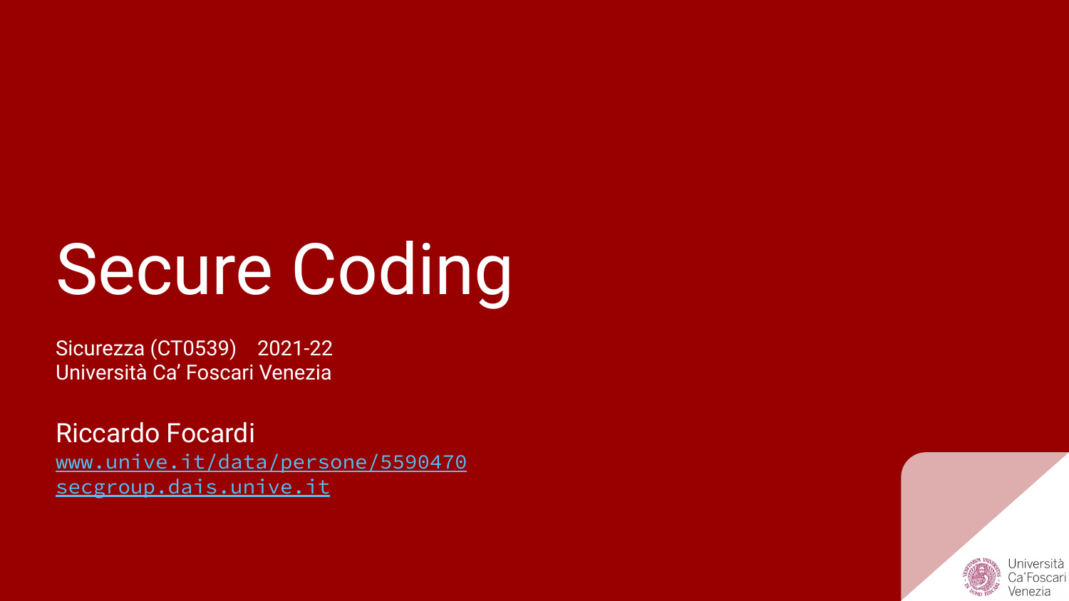# Secure Coding

Sicurezza (CT0539) 2021-22
Università Ca' Foscari Venezia

Riccardo Focardi
www.unive.it/data/persone/5590470
secgroup.dais.unive.it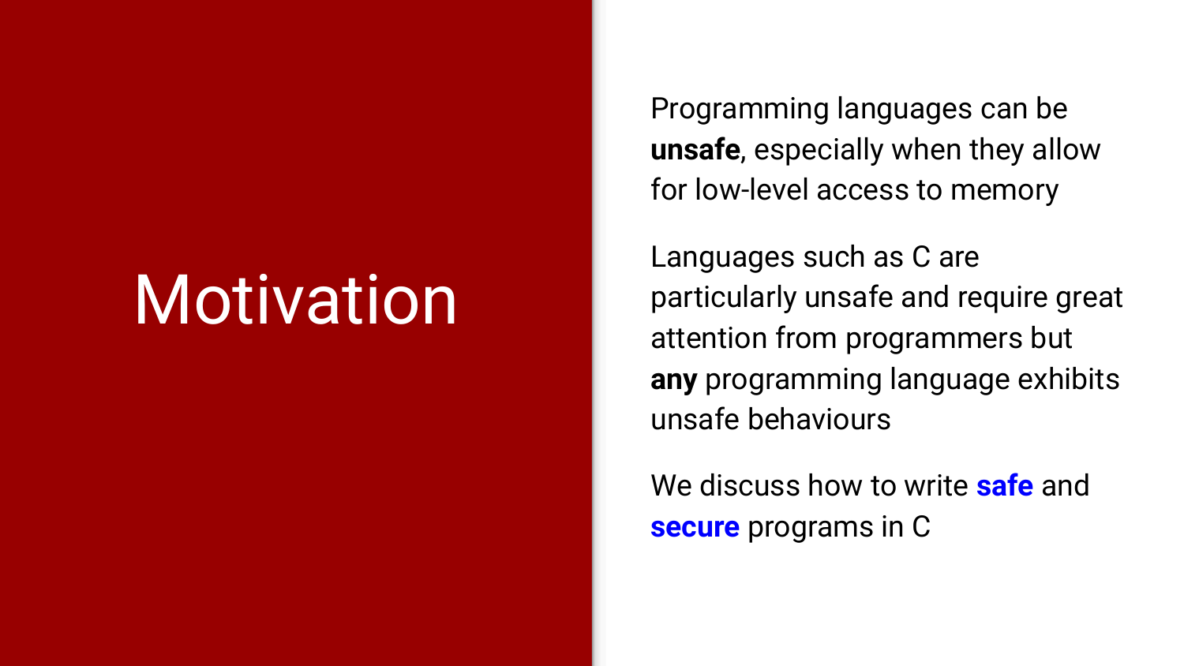# Motivation

Programming languages can be **unsafe**, especially when they allow for low-level access to memory

Languages such as C are particularly unsafe and require great attention from programmers but **any** programming language exhibits unsafe behaviours

We discuss how to write **safe** and **secure** programs in C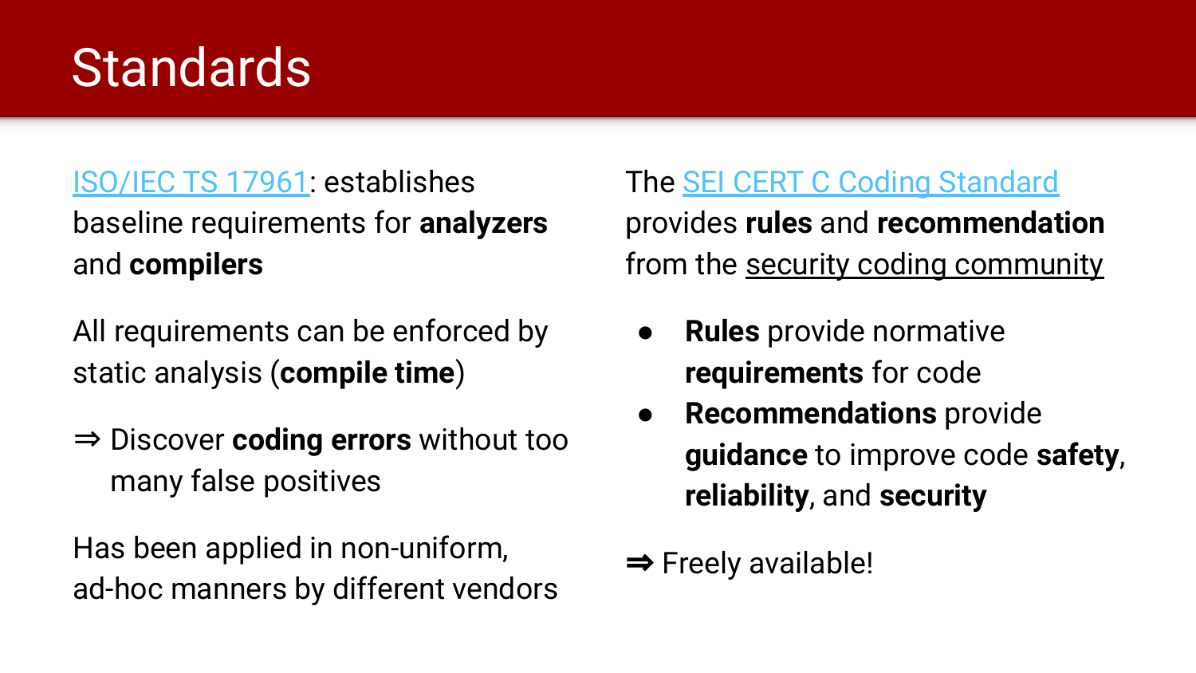# Standards

ISO/IEC TS 17961: establishes baseline requirements for **analyzers** and **compilers**

All requirements can be enforced by static analysis (**compile time**)

⇒ Discover **coding errors** without too many false positives

Has been applied in non-uniform, ad-hoc manners by different vendors

The SEI CERT C Coding Standard provides **rules** and **recommendation** from the security coding community

- **Rules** provide normative **requirements** for code
- **Recommendations** provide **guidance** to improve code **safety**, **reliability**, and **security**

⇒ Freely available!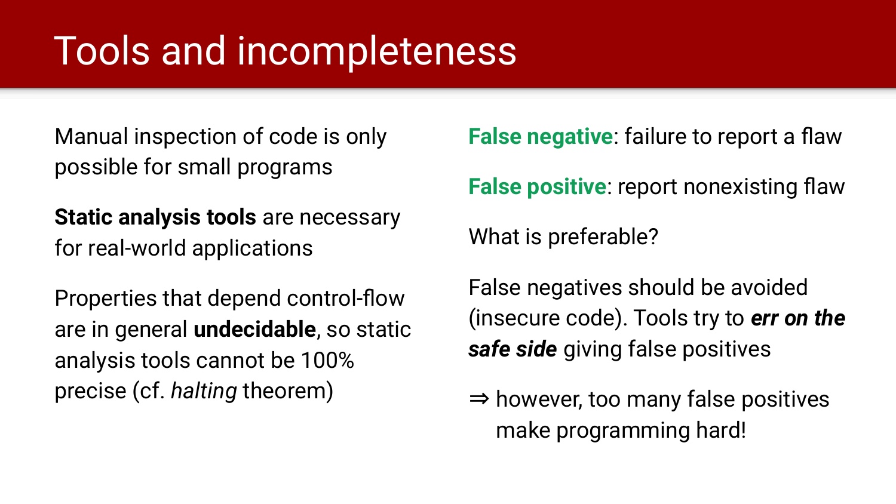# Tools and incompleteness

Manual inspection of code is only possible for small programs

**Static analysis tools** are necessary for real-world applications

Properties that depend control-flow are in general **undecidable**, so static analysis tools cannot be 100% precise (cf. *halting* theorem)

**False negative**: failure to report a flaw

**False positive**: report nonexisting flaw

What is preferable?

False negatives should be avoided (insecure code). Tools try to ***err on the safe side*** giving false positives

⇒ however, too many false positives make programming hard!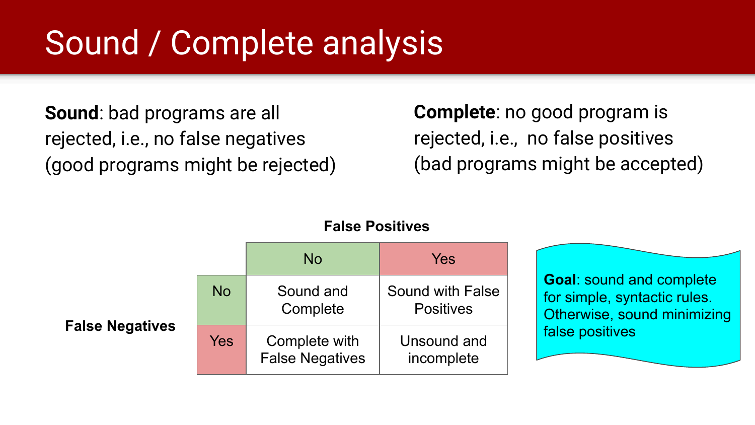# Sound / Complete analysis

**Sound**: bad programs are all rejected, i.e., no false negatives (good programs might be rejected)

**Complete**: no good program is rejected, i.e., no false positives (bad programs might be accepted)

| False Negatives \ False Positives | No | Yes |
|---|---|---|
| No | Sound and Complete | Sound with False Positives |
| Yes | Complete with False Negatives | Unsound and incomplete |

**Goal**: sound and complete for simple, syntactic rules. Otherwise, sound minimizing false positives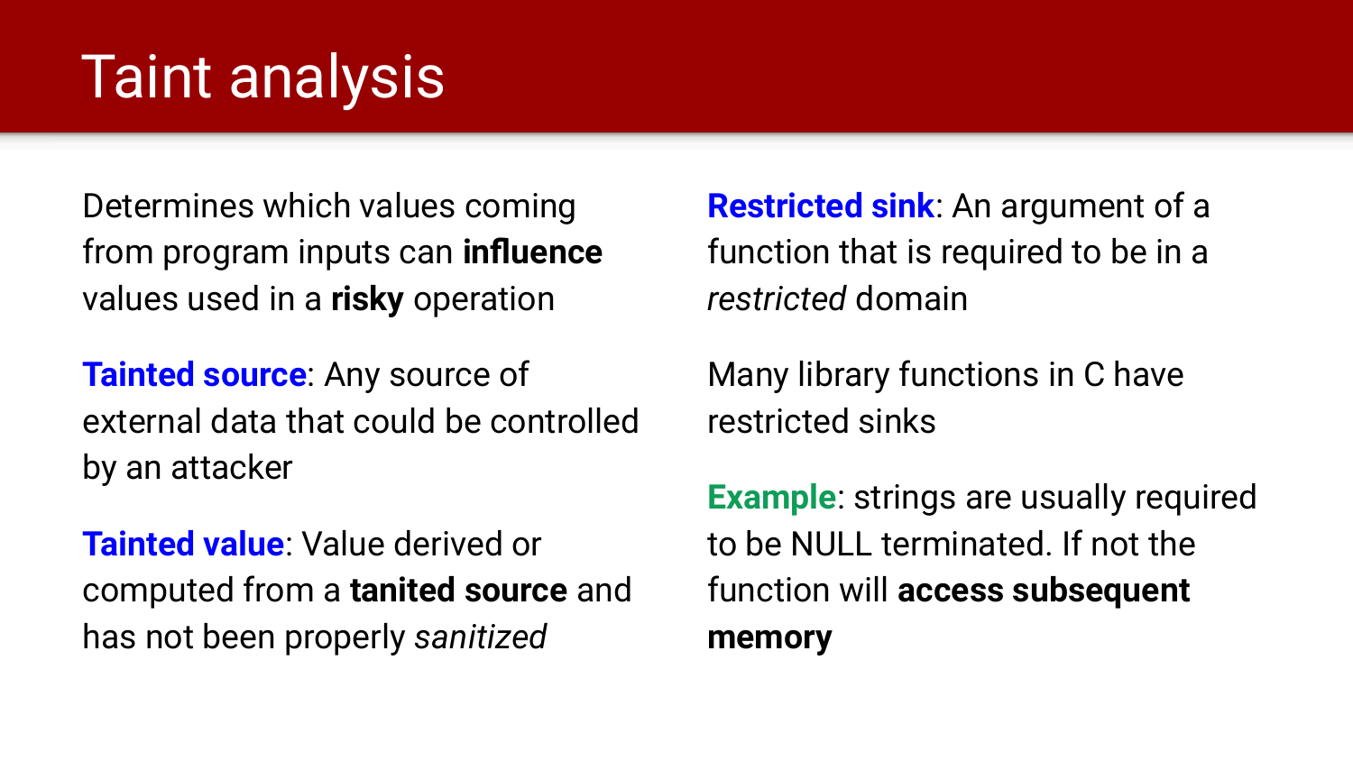# Taint analysis

Determines which values coming from program inputs can **influence** values used in a **risky** operation

**Tainted source**: Any source of external data that could be controlled by an attacker

**Tainted value**: Value derived or computed from a **tanited source** and has not been properly *sanitized*

**Restricted sink**: An argument of a function that is required to be in a *restricted* domain

Many library functions in C have restricted sinks

**Example**: strings are usually required to be NULL terminated. If not the function will **access subsequent memory**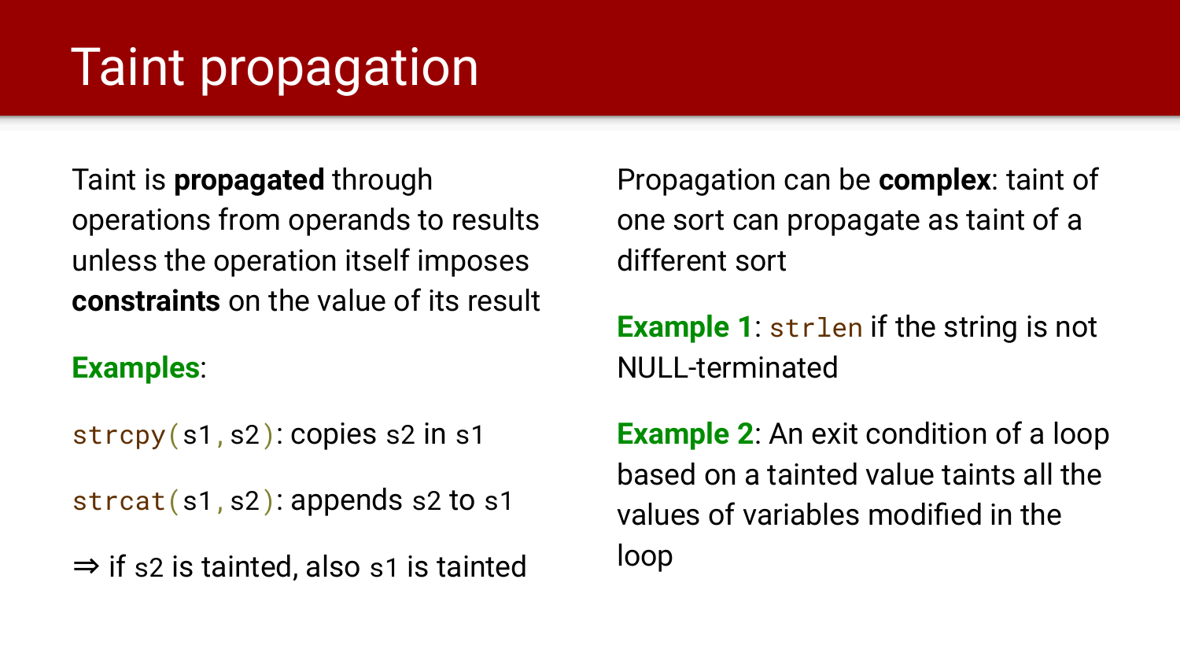# Taint propagation

Taint is **propagated** through operations from operands to results unless the operation itself imposes **constraints** on the value of its result

**Examples**:

`strcpy(s1,s2)`: copies `s2` in `s1`

`strcat(s1,s2)`: appends `s2` to `s1`

⇒ if `s2` is tainted, also `s1` is tainted

Propagation can be **complex**: taint of one sort can propagate as taint of a different sort

**Example 1**: `strlen` if the string is not NULL-terminated

**Example 2**: An exit condition of a loop based on a tainted value taints all the values of variables modified in the loop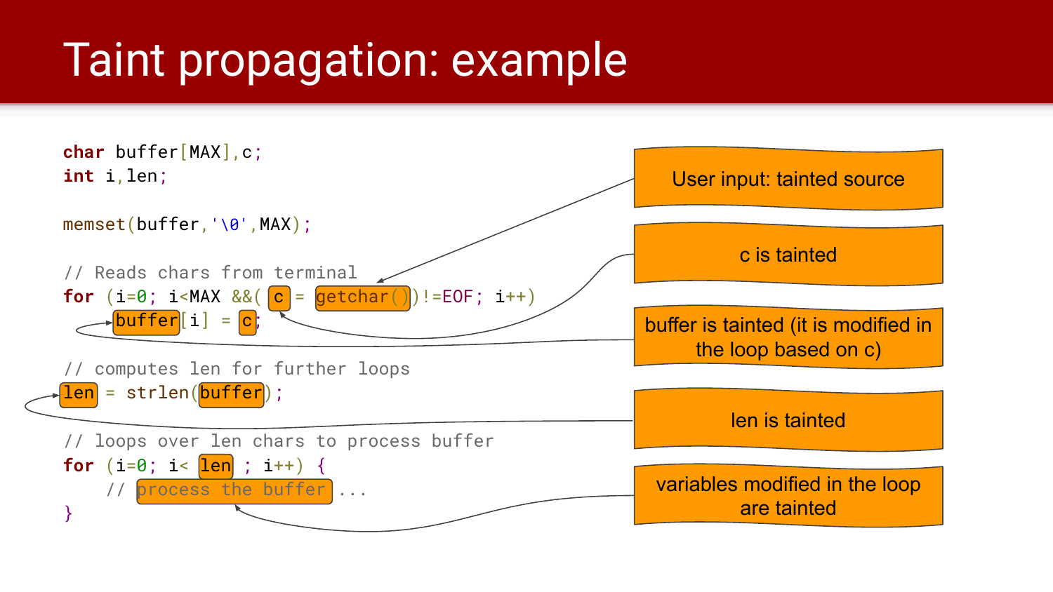# Taint propagation: example

```c
char buffer[MAX],c;
int i,len;

memset(buffer,'\0',MAX);

// Reads chars from terminal
for (i=0; i<MAX &&( c = getchar())!=EOF; i++)
    buffer[i] = c;

// computes len for further loops
len = strlen(buffer);

// loops over len chars to process buffer
for (i=0; i< len ; i++) {
    // process the buffer ...
}
```

- User input: tainted source
- c is tainted
- buffer is tainted (it is modified in the loop based on c)
- len is tainted
- variables modified in the loop are tainted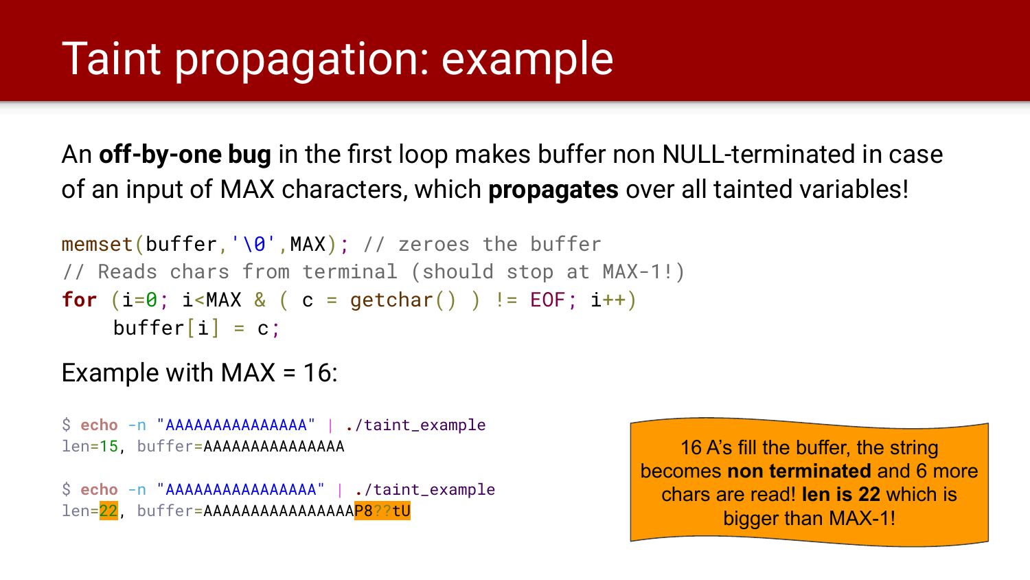# Taint propagation: example

An **off-by-one bug** in the first loop makes buffer non NULL-terminated in case of an input of MAX characters, which **propagates** over all tainted variables!

```
memset(buffer,'\0',MAX); // zeroes the buffer
// Reads chars from terminal (should stop at MAX-1!)
for (i=0; i<MAX & ( c = getchar() ) != EOF; i++)
    buffer[i] = c;
```

Example with MAX = 16:

```
$ echo -n "AAAAAAAAAAAAAAA" | ./taint_example
len=15, buffer=AAAAAAAAAAAAAAA

$ echo -n "AAAAAAAAAAAAAAAA" | ./taint_example
len=22, buffer=AAAAAAAAAAAAAAAAP8??tU
```

16 A's fill the buffer, the string becomes **non terminated** and 6 more chars are read! **len is 22** which is bigger than MAX-1!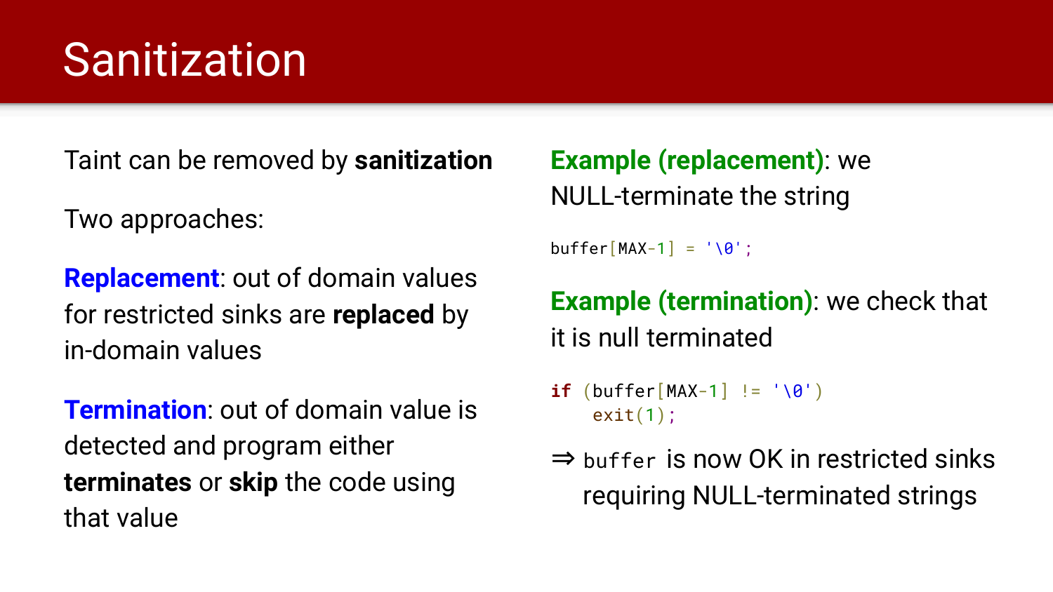# Sanitization

Taint can be removed by **sanitization**

Two approaches:

**Replacement**: out of domain values for restricted sinks are **replaced** by in-domain values

**Termination**: out of domain value is detected and program either **terminates** or **skip** the code using that value

**Example (replacement)**: we NULL-terminate the string

```
buffer[MAX-1] = '\0';
```

**Example (termination)**: we check that it is null terminated

```
if (buffer[MAX-1] != '\0')
    exit(1);
```

⇒ `buffer` is now OK in restricted sinks requiring NULL-terminated strings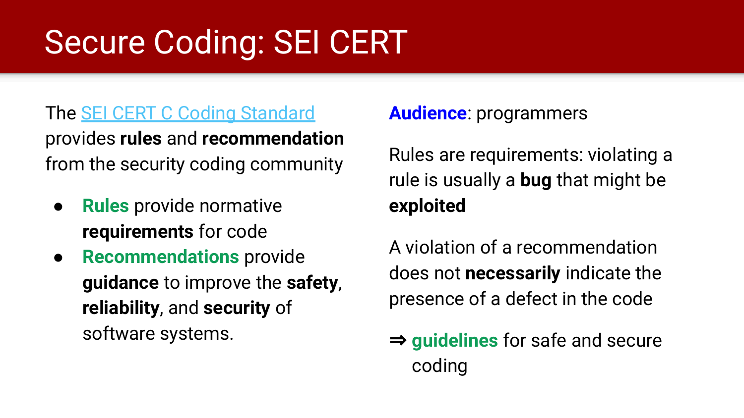# Secure Coding: SEI CERT

The [SEI CERT C Coding Standard]() provides **rules** and **recommendation** from the security coding community

- **Rules** provide normative **requirements** for code
- **Recommendations** provide **guidance** to improve the **safety**, **reliability**, and **security** of software systems.

**Audience**: programmers

Rules are requirements: violating a rule is usually a **bug** that might be **exploited**

A violation of a recommendation does not **necessarily** indicate the presence of a defect in the code

⇒ **guidelines** for safe and secure coding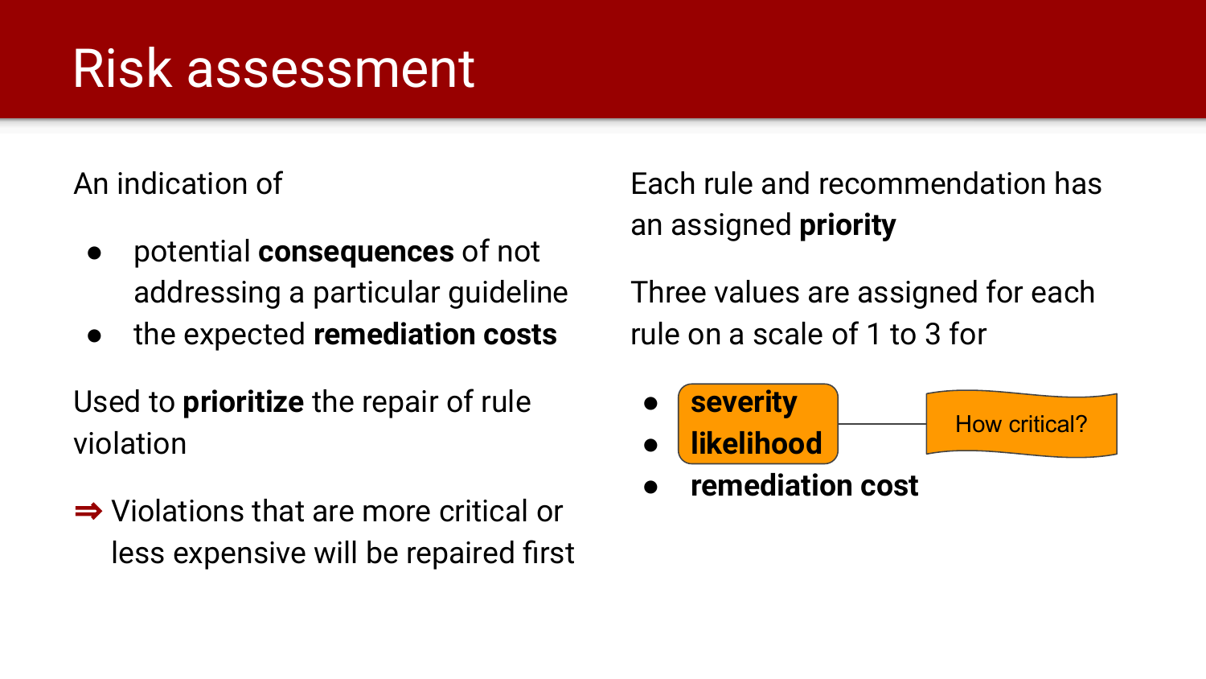# Risk assessment

An indication of

- potential **consequences** of not addressing a particular guideline
- the expected **remediation costs**

Used to **prioritize** the repair of rule violation

⇒ Violations that are more critical or less expensive will be repaired first

Each rule and recommendation has an assigned **priority**

Three values are assigned for each rule on a scale of 1 to 3 for

- **severity**
- **likelihood**
- **remediation cost**

How critical?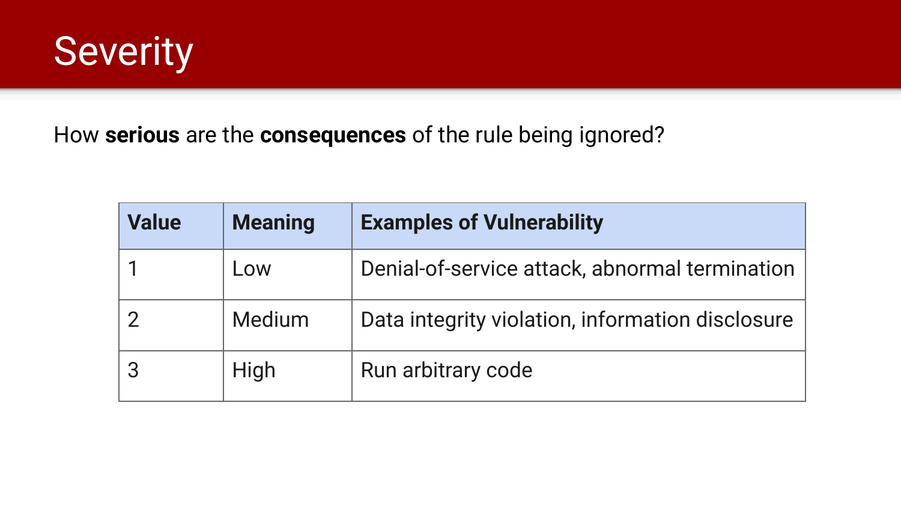# Severity

How **serious** are the **consequences** of the rule being ignored?

| Value | Meaning | Examples of Vulnerability |
| --- | --- | --- |
| 1 | Low | Denial-of-service attack, abnormal termination |
| 2 | Medium | Data integrity violation, information disclosure |
| 3 | High | Run arbitrary code |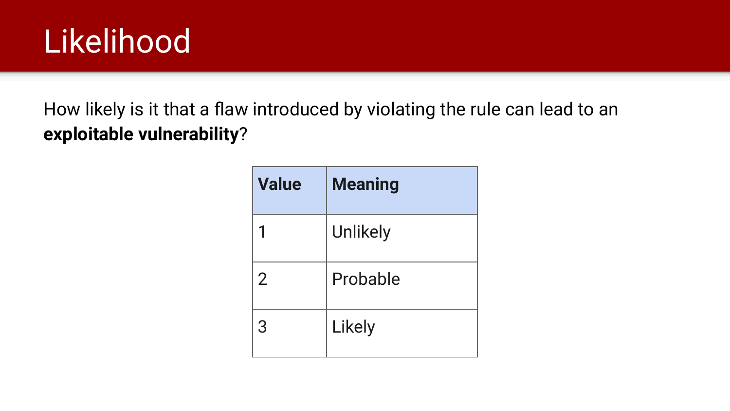# Likelihood

How likely is it that a flaw introduced by violating the rule can lead to an **exploitable vulnerability**?

| Value | Meaning |
|---|---|
| 1 | Unlikely |
| 2 | Probable |
| 3 | Likely |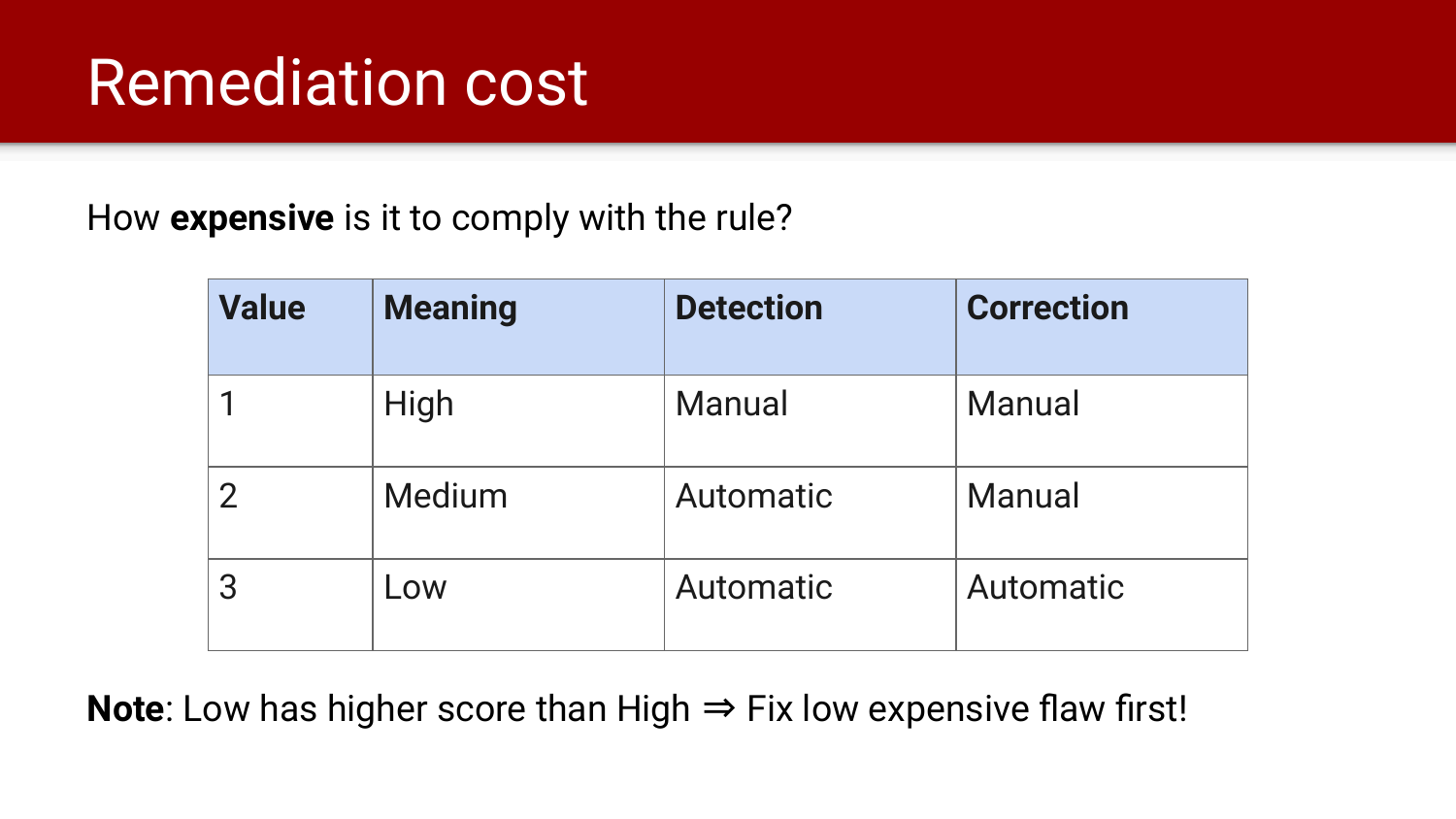# Remediation cost

How **expensive** is it to comply with the rule?

| Value | Meaning | Detection | Correction |
| --- | --- | --- | --- |
| 1 | High | Manual | Manual |
| 2 | Medium | Automatic | Manual |
| 3 | Low | Automatic | Automatic |

**Note**: Low has higher score than High ⇒ Fix low expensive flaw first!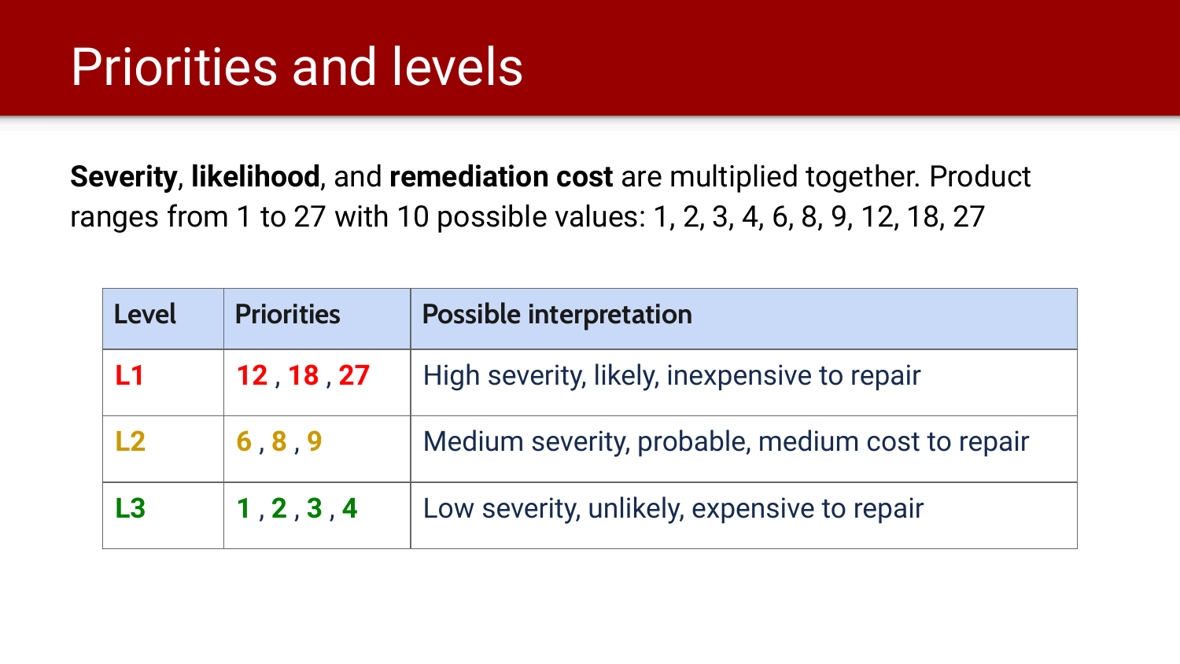# Priorities and levels

**Severity**, **likelihood**, and **remediation cost** are multiplied together. Product ranges from 1 to 27 with 10 possible values: 1, 2, 3, 4, 6, 8, 9, 12, 18, 27

| Level | Priorities | Possible interpretation |
|---|---|---|
| L1 | 12 , 18 , 27 | High severity, likely, inexpensive to repair |
| L2 | 6 , 8 , 9 | Medium severity, probable, medium cost to repair |
| L3 | 1 , 2 , 3 , 4 | Low severity, unlikely, expensive to repair |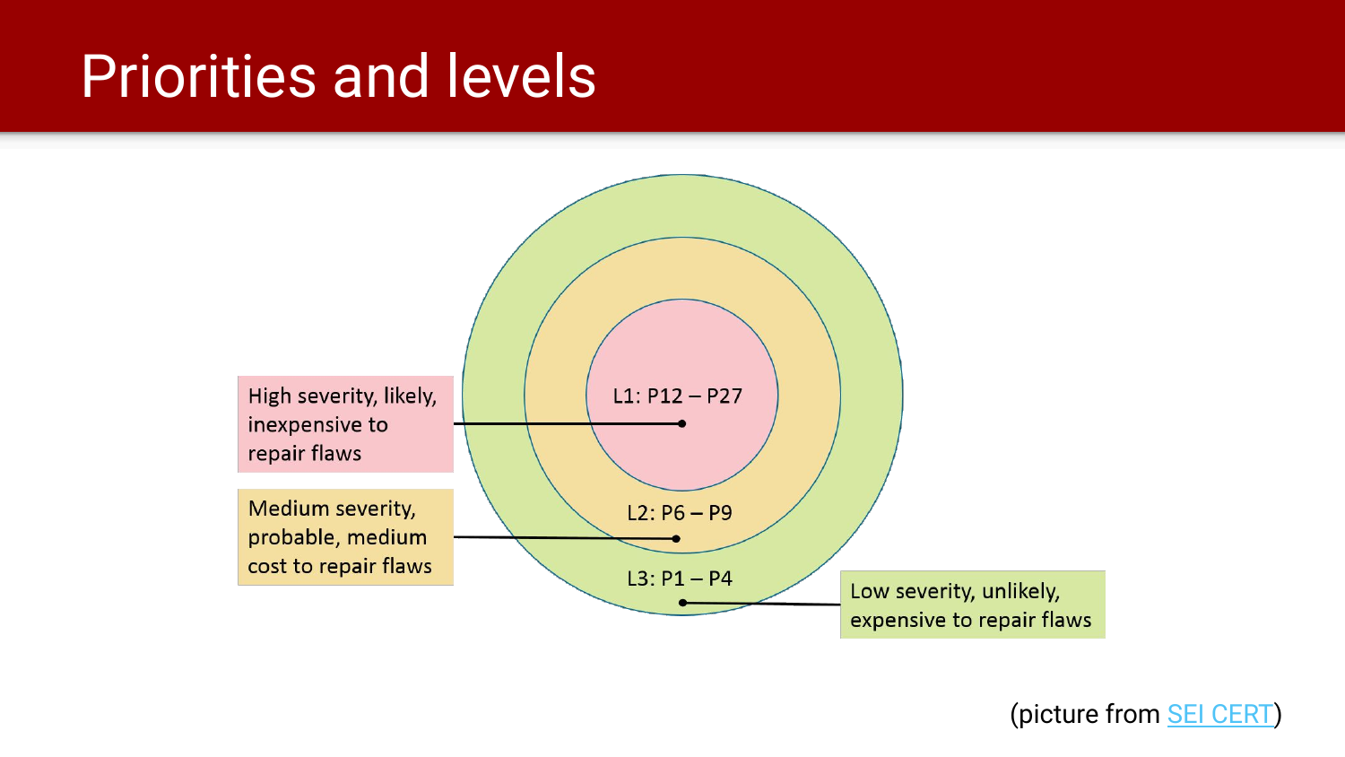# Priorities and levels

L1: P12 – P27

L2: P6 – P9

L3: P1 – P4

High severity, likely, inexpensive to repair flaws

Medium severity, probable, medium cost to repair flaws

Low severity, unlikely, expensive to repair flaws

(picture from SEI CERT)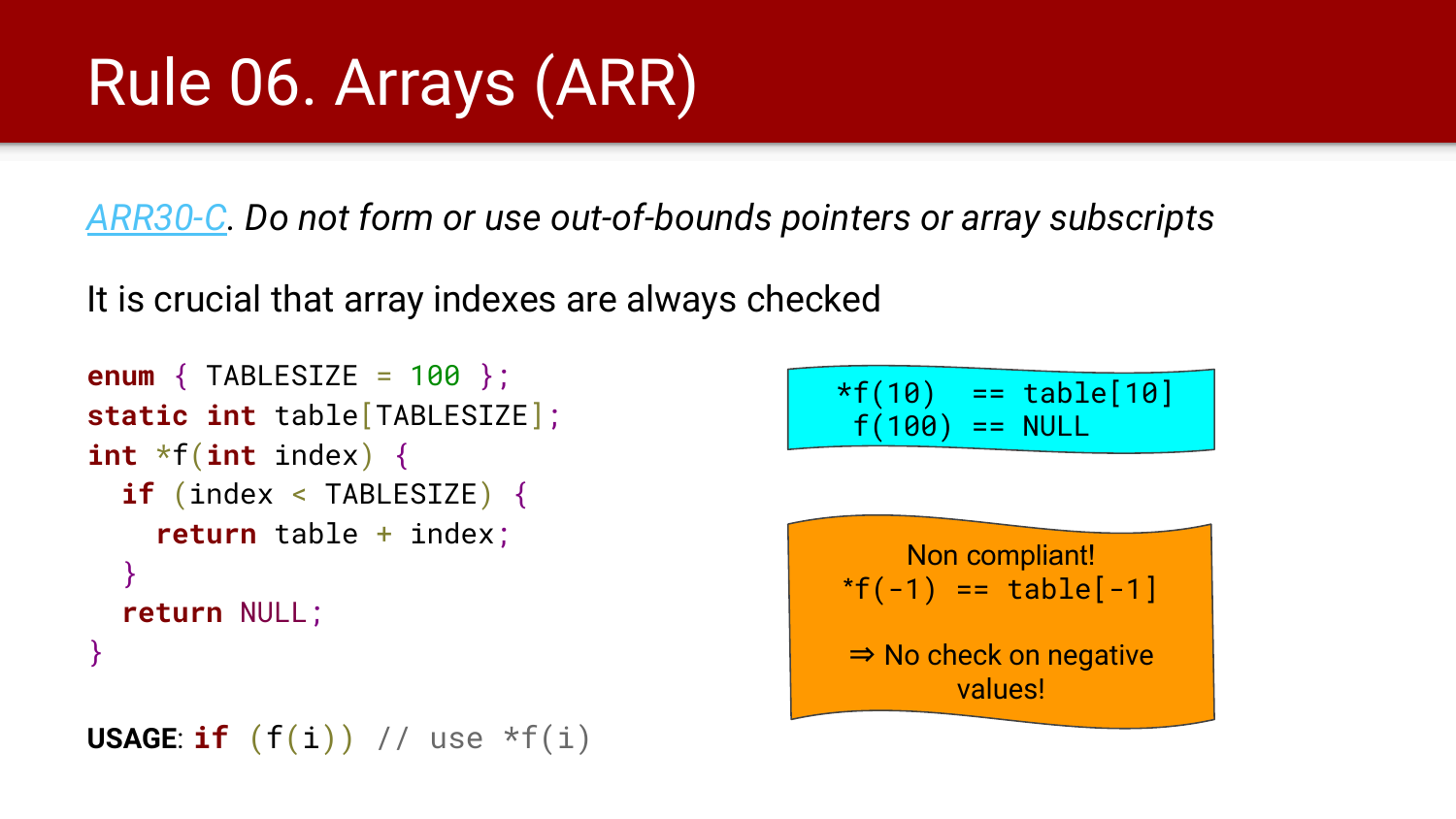# Rule 06. Arrays (ARR)

*ARR30-C. Do not form or use out-of-bounds pointers or array subscripts*

It is crucial that array indexes are always checked

```
enum { TABLESIZE = 100 };
static int table[TABLESIZE];
int *f(int index) {
  if (index < TABLESIZE) {
    return table + index;
  }
  return NULL;
}
```

**USAGE**: `if (f(i)) // use *f(i)`

```
*f(10)  == table[10]
 f(100) == NULL
```

Non compliant!
`*f(-1) == table[-1]`

⇒ No check on negative values!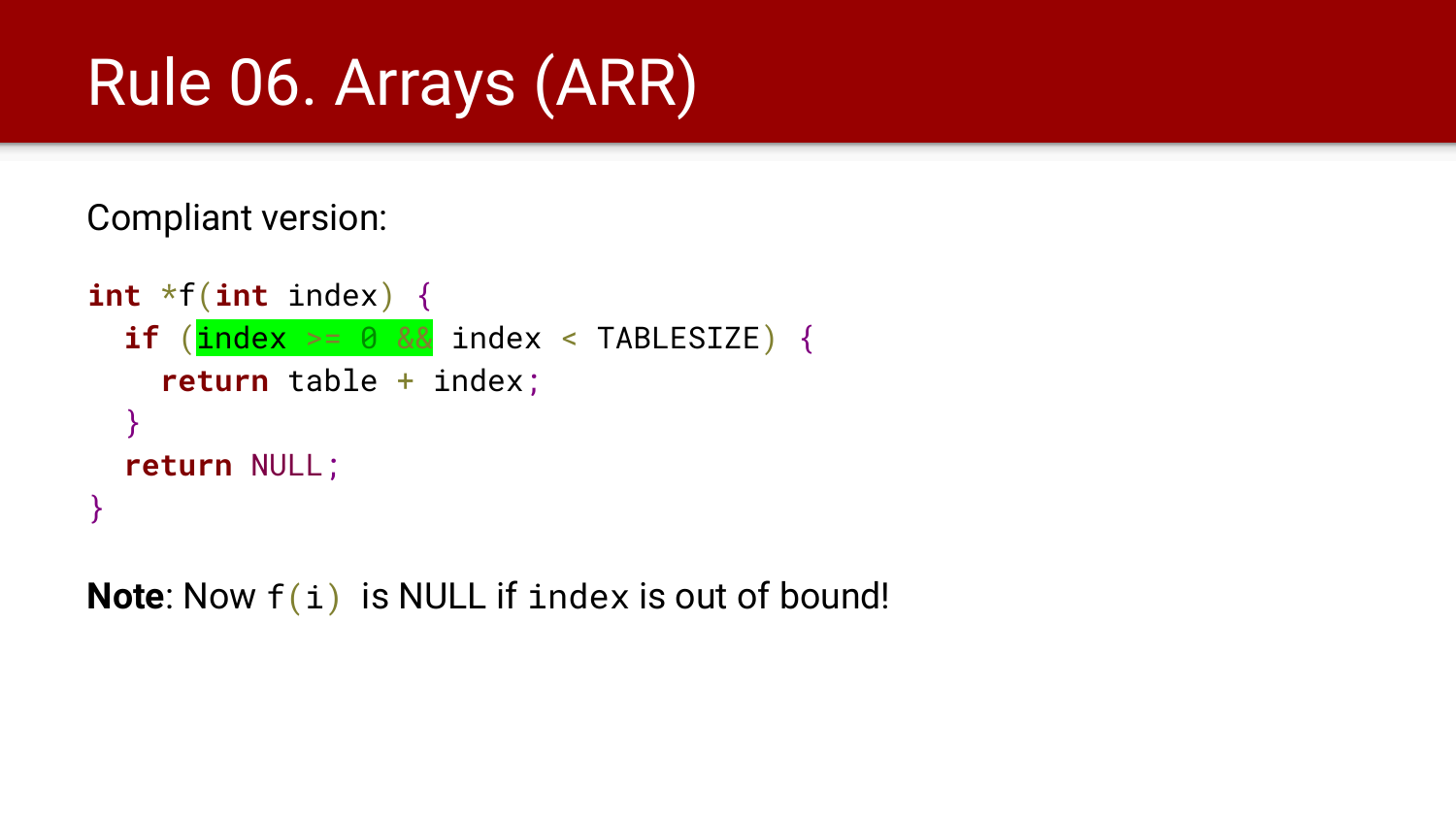# Rule 06. Arrays (ARR)

Compliant version:

```
int *f(int index) {
  if (index >= 0 && index < TABLESIZE) {
    return table + index;
  }
  return NULL;
}
```

**Note**: Now `f(i)` is NULL if `index` is out of bound!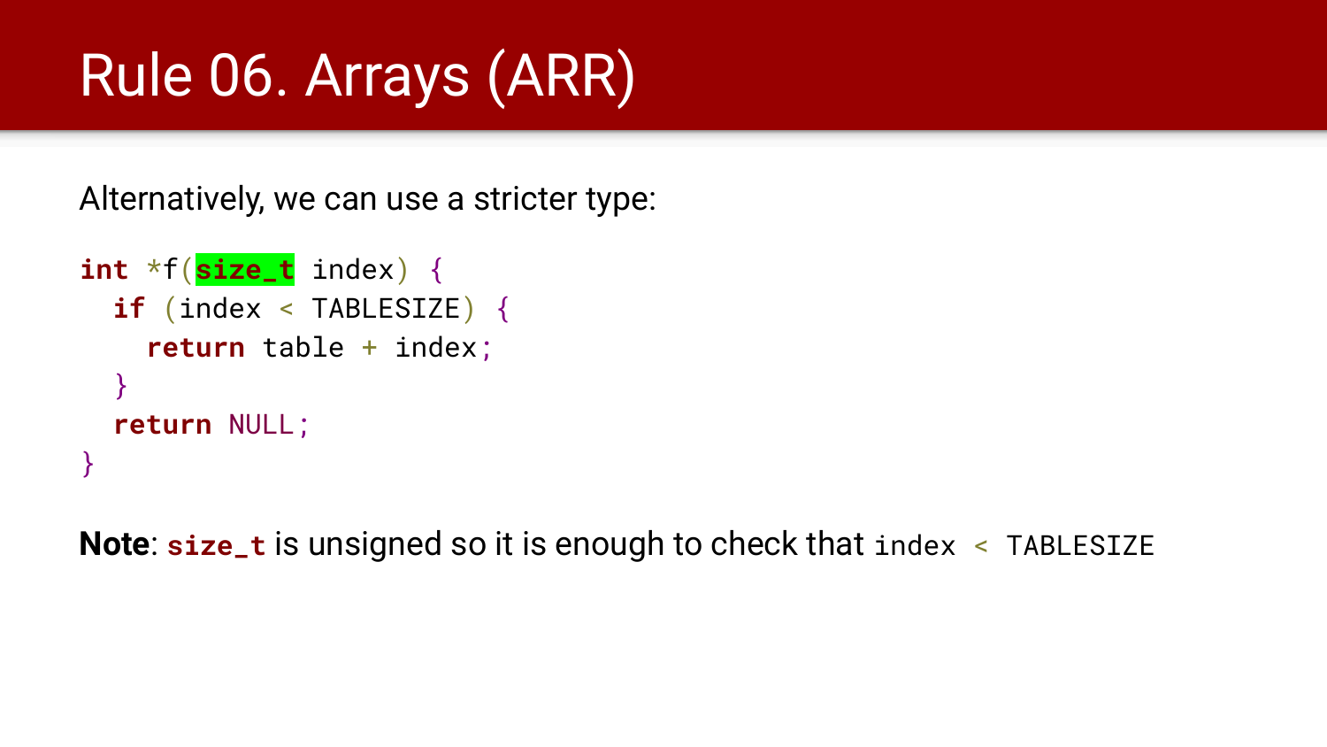# Rule 06. Arrays (ARR)

Alternatively, we can use a stricter type:

```
int *f(size_t index) {
  if (index < TABLESIZE) {
    return table + index;
  }
  return NULL;
}
```

**Note**: `size_t` is unsigned so it is enough to check that `index < TABLESIZE`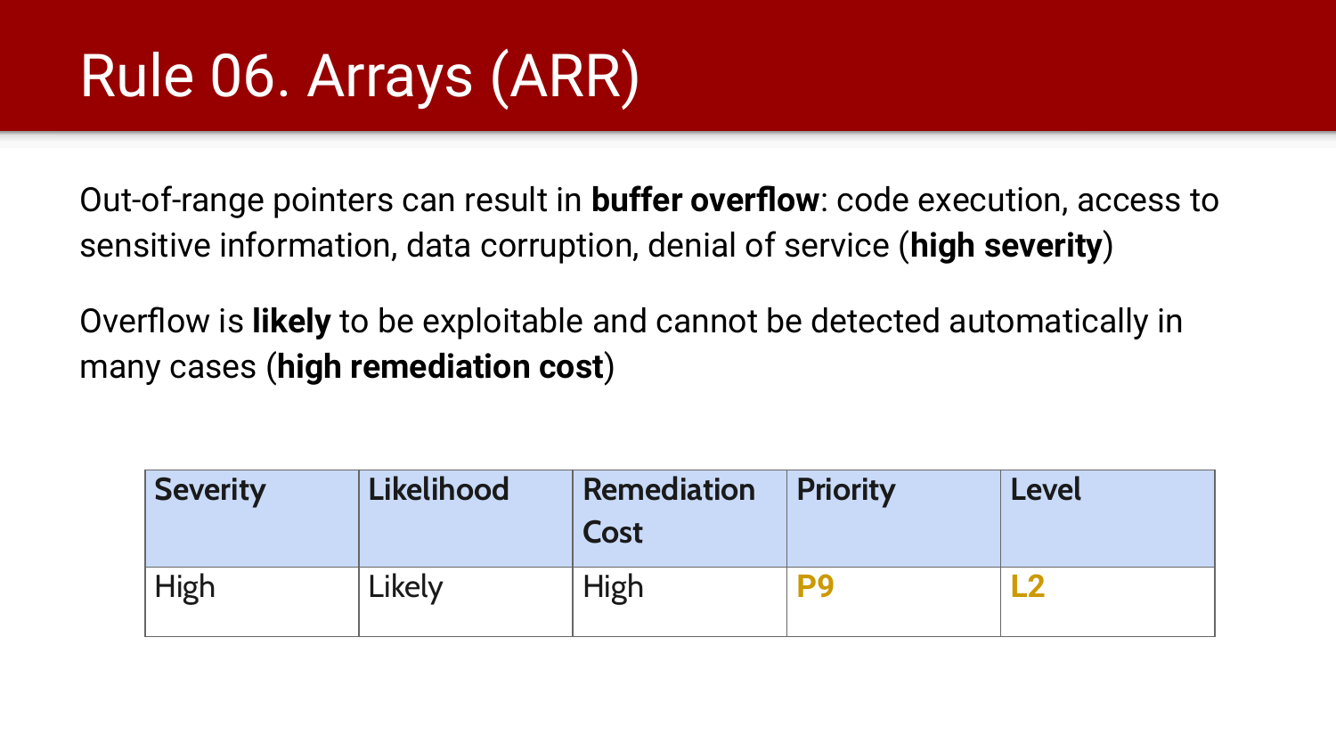# Rule 06. Arrays (ARR)

Out-of-range pointers can result in **buffer overflow**: code execution, access to sensitive information, data corruption, denial of service (**high severity**)

Overflow is **likely** to be exploitable and cannot be detected automatically in many cases (**high remediation cost**)

| Severity | Likelihood | Remediation Cost | Priority | Level |
| --- | --- | --- | --- | --- |
| High | Likely | High | **P9** | **L2** |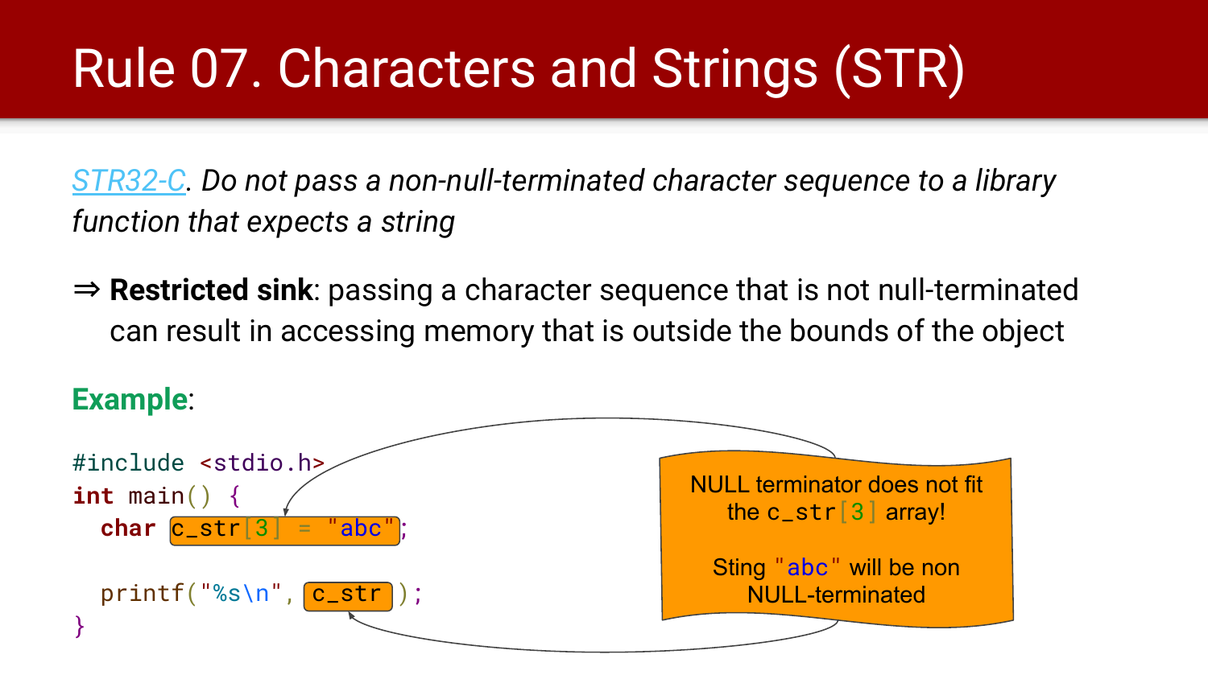# Rule 07. Characters and Strings (STR)

*STR32-C. Do not pass a non-null-terminated character sequence to a library function that expects a string*

⇒ **Restricted sink**: passing a character sequence that is not null-terminated can result in accessing memory that is outside the bounds of the object

**Example**:

```
#include <stdio.h>
int main() {
  char c_str[3] = "abc";

  printf("%s\n", c_str);
}
```

NULL terminator does not fit the c_str[3] array!

Sting "abc" will be non NULL-terminated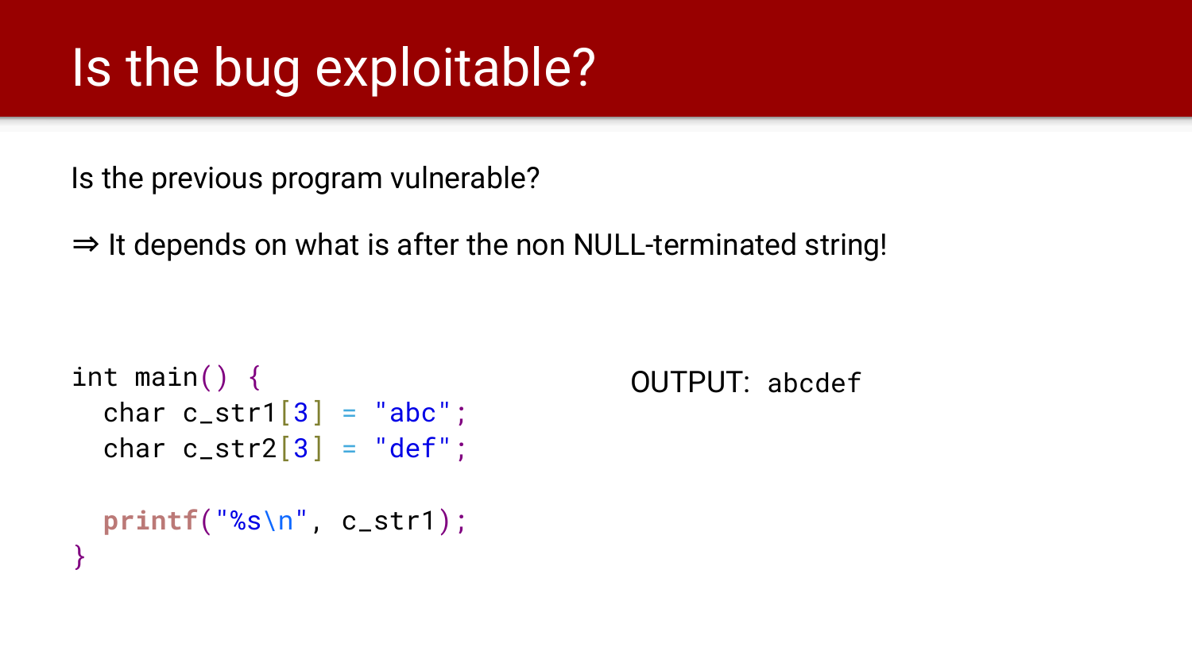# Is the bug exploitable?

Is the previous program vulnerable?

⇒ It depends on what is after the non NULL-terminated string!

```
int main() {
  char c_str1[3] = "abc";
  char c_str2[3] = "def";

  printf("%s\n", c_str1);
}
```

OUTPUT: `abcdef`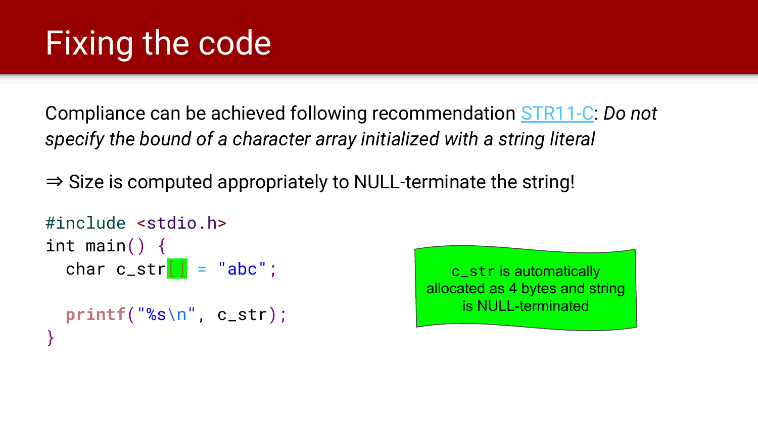# Fixing the code

Compliance can be achieved following recommendation STR11-C: *Do not specify the bound of a character array initialized with a string literal*

⇒ Size is computed appropriately to NULL-terminate the string!

```
#include <stdio.h>
int main() {
  char c_str[] = "abc";

  printf("%s\n", c_str);
}
```

`c_str` is automatically allocated as 4 bytes and string is NULL-terminated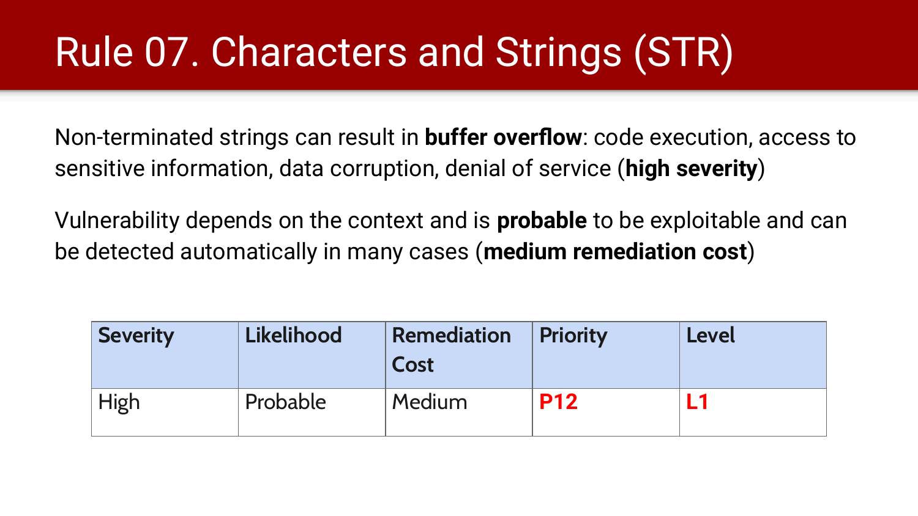# Rule 07. Characters and Strings (STR)

Non-terminated strings can result in **buffer overflow**: code execution, access to sensitive information, data corruption, denial of service (**high severity**)

Vulnerability depends on the context and is **probable** to be exploitable and can be detected automatically in many cases (**medium remediation cost**)

| Severity | Likelihood | Remediation Cost | Priority | Level |
| --- | --- | --- | --- | --- |
| High | Probable | Medium | **P12** | **L1** |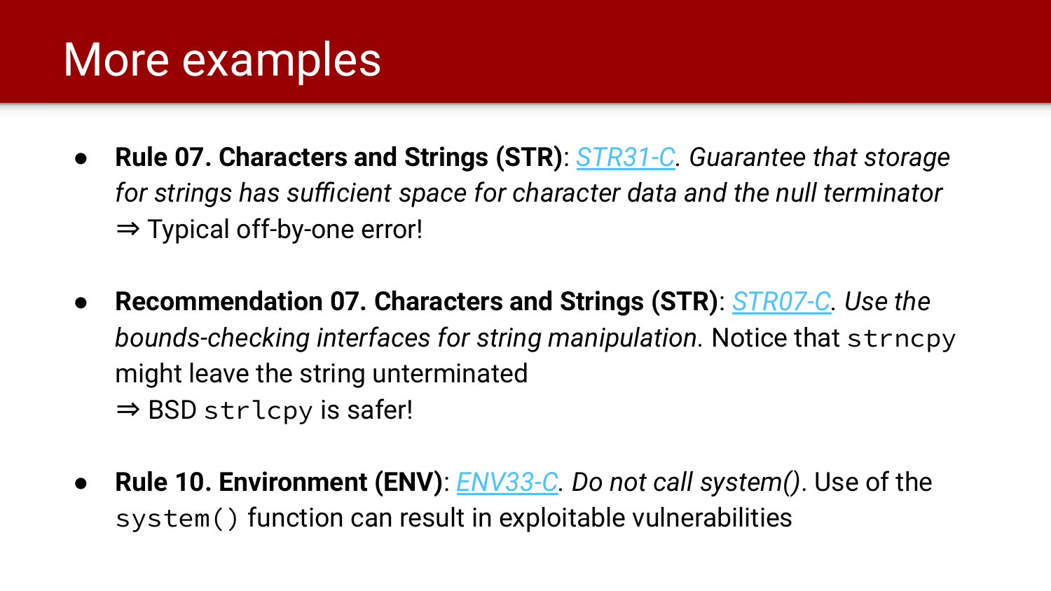# More examples

- **Rule 07. Characters and Strings (STR)**: *STR31-C. Guarantee that storage for strings has sufficient space for character data and the null terminator*
  ⇒ Typical off-by-one error!

- **Recommendation 07. Characters and Strings (STR)**: *STR07-C. Use the bounds-checking interfaces for string manipulation.* Notice that `strncpy` might leave the string unterminated
  ⇒ BSD `strlcpy` is safer!

- **Rule 10. Environment (ENV)**: *ENV33-C. Do not call system()*. Use of the `system()` function can result in exploitable vulnerabilities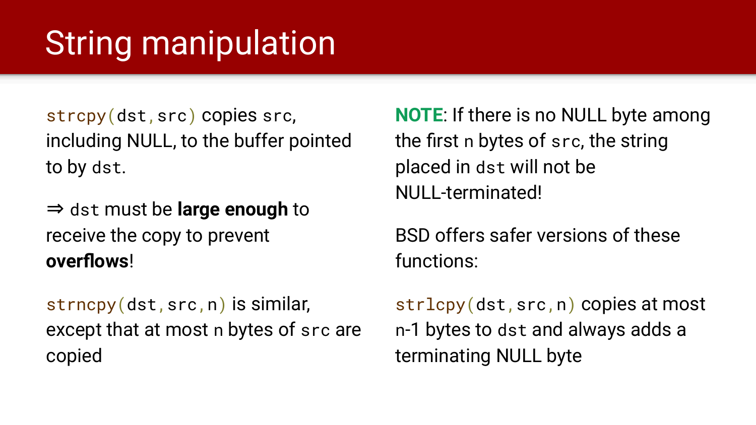# String manipulation

`strcpy(dst,src)` copies `src`, including NULL, to the buffer pointed to by `dst`.

⇒ `dst` must be **large enough** to receive the copy to prevent **overflows**!

`strncpy(dst,src,n)` is similar, except that at most `n` bytes of `src` are copied

**NOTE**: If there is no NULL byte among the first `n` bytes of `src`, the string placed in `dst` will not be NULL-terminated!

BSD offers safer versions of these functions:

`strlcpy(dst,src,n)` copies at most `n`-1 bytes to `dst` and always adds a terminating NULL byte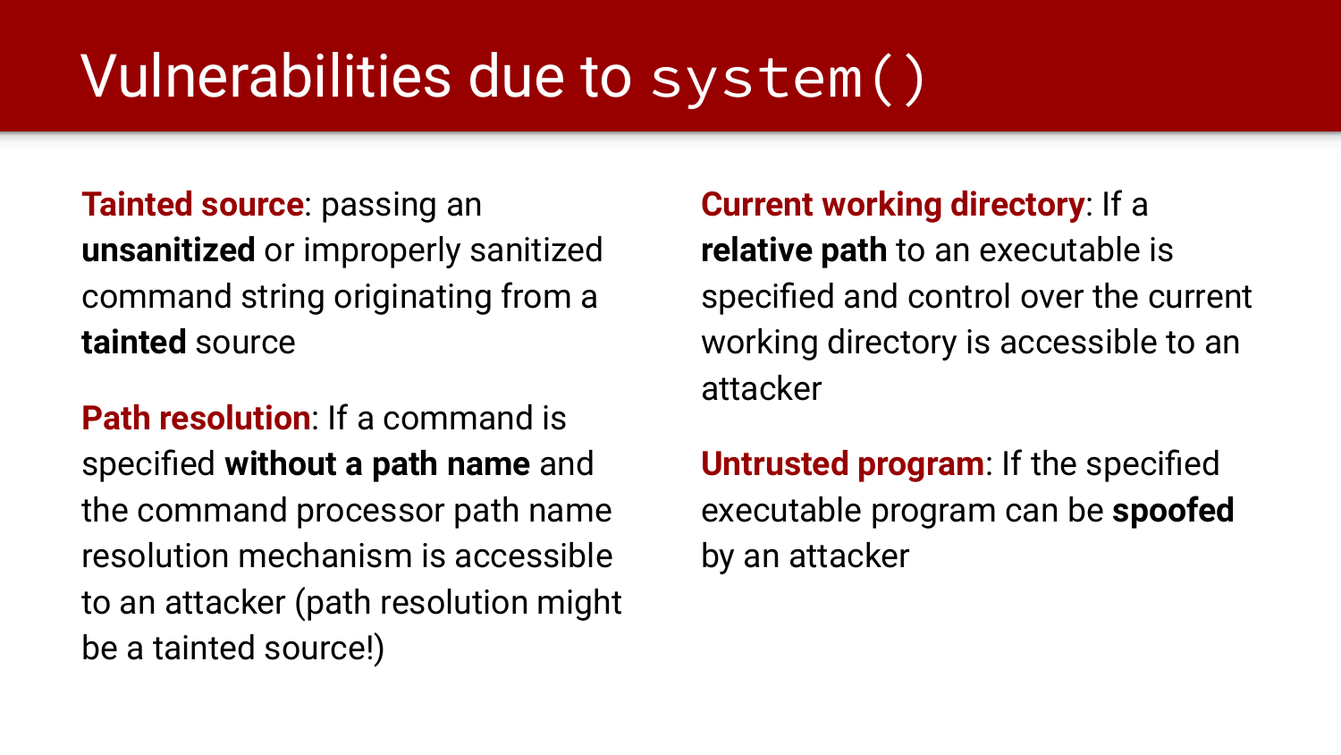# Vulnerabilities due to `system()`

**Tainted source**: passing an **unsanitized** or improperly sanitized command string originating from a **tainted** source

**Path resolution**: If a command is specified **without a path name** and the command processor path name resolution mechanism is accessible to an attacker (path resolution might be a tainted source!)

**Current working directory**: If a **relative path** to an executable is specified and control over the current working directory is accessible to an attacker

**Untrusted program**: If the specified executable program can be **spoofed** by an attacker